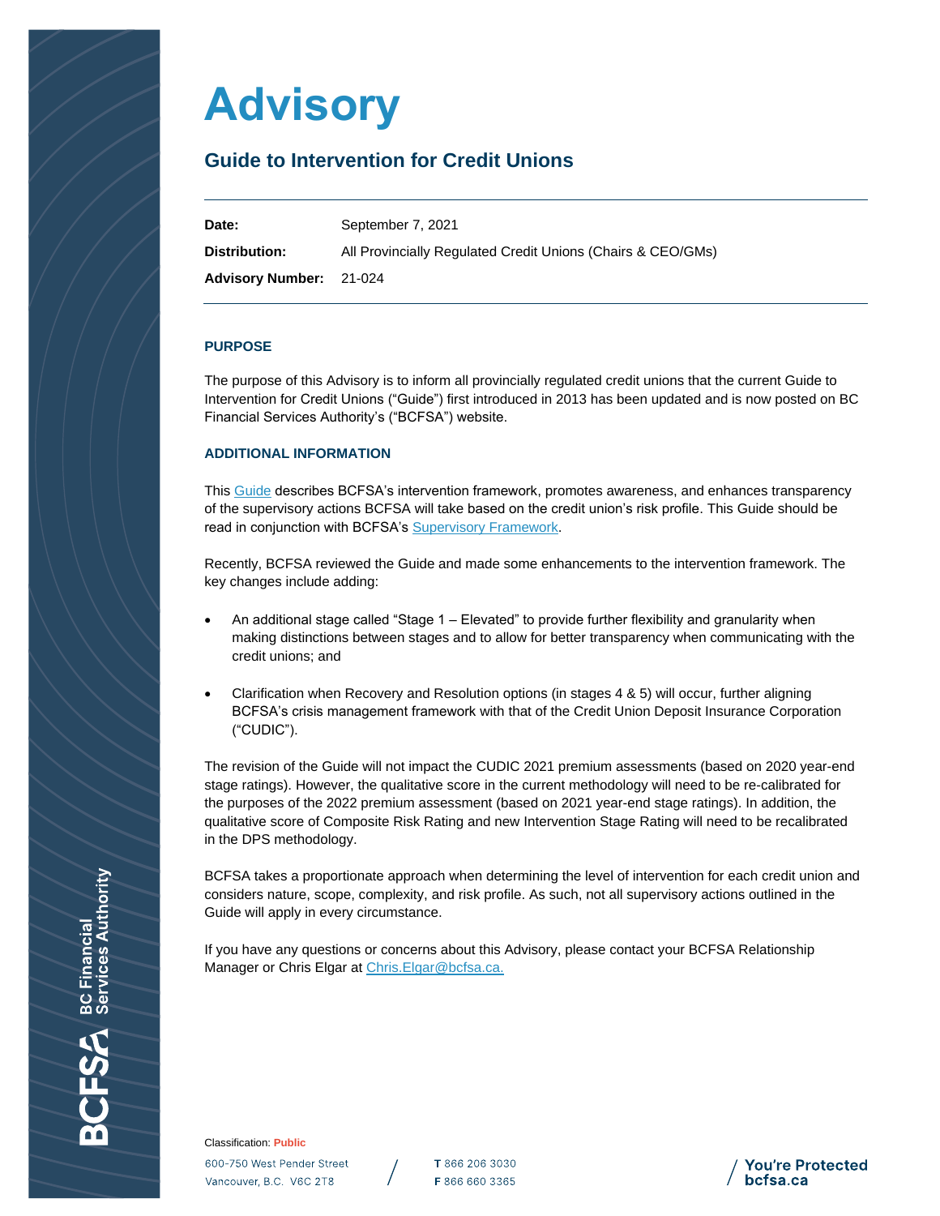# Advisory

## Guide to Intervention for Credit Unions

| | |
|---|---|
| **Date:** | September 7, 2021 |
| **Distribution:** | All Provincially Regulated Credit Unions (Chairs & CEO/GMs) |
| **Advisory Number:** | 21-024 |

### PURPOSE

The purpose of this Advisory is to inform all provincially regulated credit unions that the current Guide to Intervention for Credit Unions ("Guide") first introduced in 2013 has been updated and is now posted on BC Financial Services Authority's ("BCFSA") website.

### ADDITIONAL INFORMATION

This Guide describes BCFSA's intervention framework, promotes awareness, and enhances transparency of the supervisory actions BCFSA will take based on the credit union's risk profile. This Guide should be read in conjunction with BCFSA's Supervisory Framework.

Recently, BCFSA reviewed the Guide and made some enhancements to the intervention framework. The key changes include adding:

- An additional stage called "Stage 1 – Elevated" to provide further flexibility and granularity when making distinctions between stages and to allow for better transparency when communicating with the credit unions; and
- Clarification when Recovery and Resolution options (in stages 4 & 5) will occur, further aligning BCFSA's crisis management framework with that of the Credit Union Deposit Insurance Corporation ("CUDIC").

The revision of the Guide will not impact the CUDIC 2021 premium assessments (based on 2020 year-end stage ratings). However, the qualitative score in the current methodology will need to be re-calibrated for the purposes of the 2022 premium assessment (based on 2021 year-end stage ratings). In addition, the qualitative score of Composite Risk Rating and new Intervention Stage Rating will need to be recalibrated in the DPS methodology.

BCFSA takes a proportionate approach when determining the level of intervention for each credit union and considers nature, scope, complexity, and risk profile. As such, not all supervisory actions outlined in the Guide will apply in every circumstance.

If you have any questions or concerns about this Advisory, please contact your BCFSA Relationship Manager or Chris Elgar at Chris.Elgar@bcfsa.ca.

Classification: Public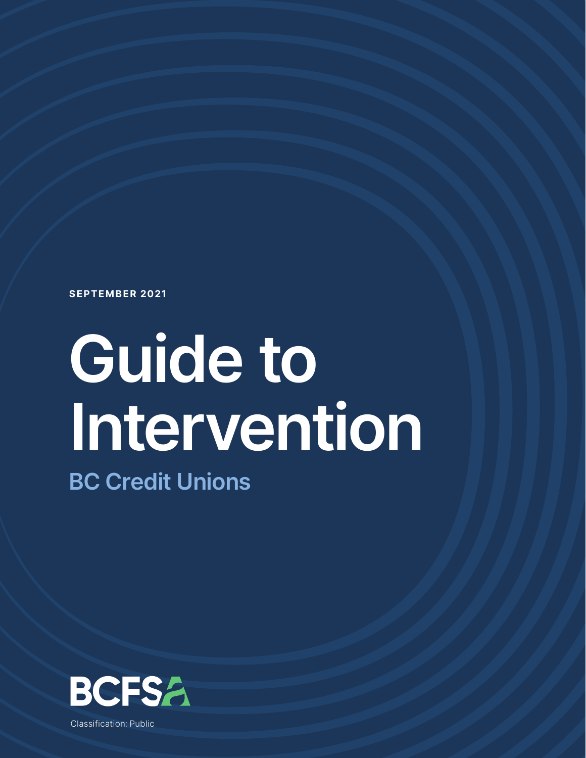SEPTEMBER 2021

# Guide to Intervention

## BC Credit Unions

BCFSA

Classification: Public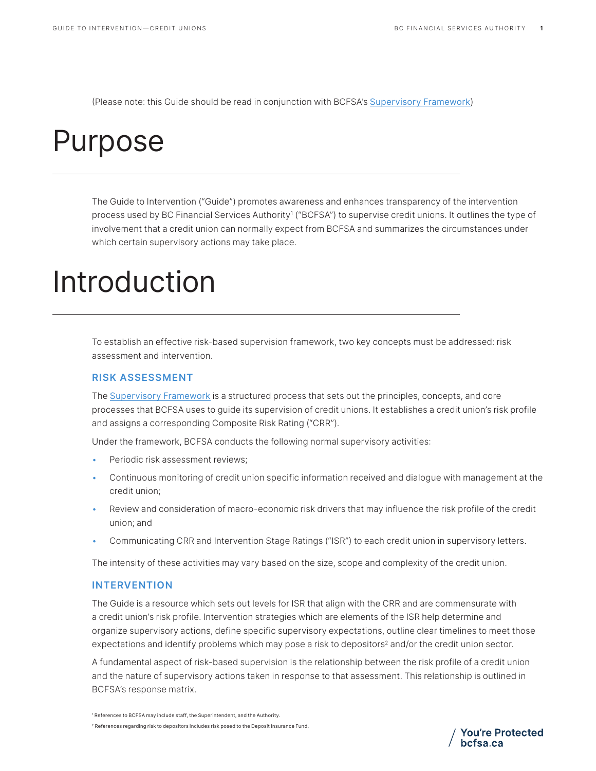(Please note: this Guide should be read in conjunction with BCFSA's Supervisory Framework)

# Purpose

The Guide to Intervention ("Guide") promotes awareness and enhances transparency of the intervention process used by BC Financial Services Authority[1] ("BCFSA") to supervise credit unions. It outlines the type of involvement that a credit union can normally expect from BCFSA and summarizes the circumstances under which certain supervisory actions may take place.

# Introduction

To establish an effective risk-based supervision framework, two key concepts must be addressed: risk assessment and intervention.

## RISK ASSESSMENT

The Supervisory Framework is a structured process that sets out the principles, concepts, and core processes that BCFSA uses to guide its supervision of credit unions. It establishes a credit union's risk profile and assigns a corresponding Composite Risk Rating ("CRR").

Under the framework, BCFSA conducts the following normal supervisory activities:

- Periodic risk assessment reviews;
- Continuous monitoring of credit union specific information received and dialogue with management at the credit union;
- Review and consideration of macro-economic risk drivers that may influence the risk profile of the credit union; and
- Communicating CRR and Intervention Stage Ratings ("ISR") to each credit union in supervisory letters.

The intensity of these activities may vary based on the size, scope and complexity of the credit union.

## INTERVENTION

The Guide is a resource which sets out levels for ISR that align with the CRR and are commensurate with a credit union's risk profile. Intervention strategies which are elements of the ISR help determine and organize supervisory actions, define specific supervisory expectations, outline clear timelines to meet those expectations and identify problems which may pose a risk to depositors[2] and/or the credit union sector.

A fundamental aspect of risk-based supervision is the relationship between the risk profile of a credit union and the nature of supervisory actions taken in response to that assessment. This relationship is outlined in BCFSA's response matrix.

[1] References to BCFSA may include staff, the Superintendent, and the Authority.

[2] References regarding risk to depositors includes risk posed to the Deposit Insurance Fund.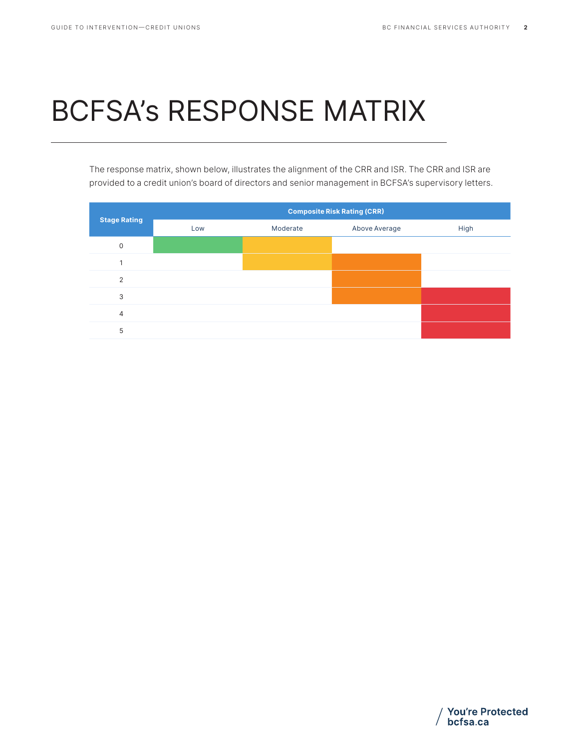# BCFSA's RESPONSE MATRIX

The response matrix, shown below, illustrates the alignment of the CRR and ISR. The CRR and ISR are provided to a credit union's board of directors and senior management in BCFSA's supervisory letters.

| Stage Rating | Composite Risk Rating (CRR) | | | |
|---|---|---|---|---|
| | Low | Moderate | Above Average | High |
| 0 | | | | |
| 1 | | | | |
| 2 | | | | |
| 3 | | | | |
| 4 | | | | |
| 5 | | | | |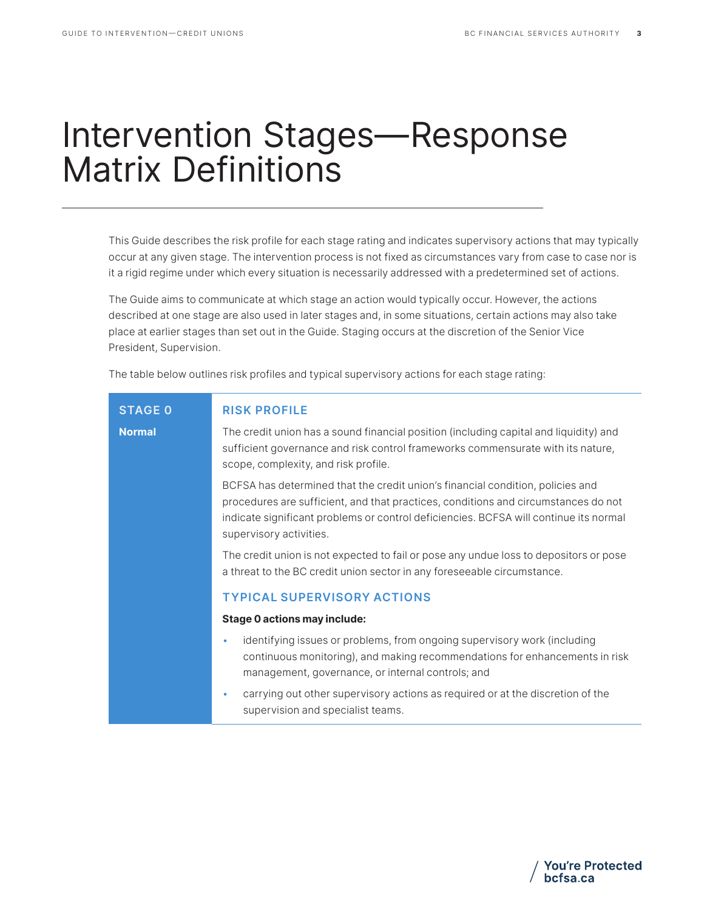# Intervention Stages—Response Matrix Definitions

This Guide describes the risk profile for each stage rating and indicates supervisory actions that may typically occur at any given stage. The intervention process is not fixed as circumstances vary from case to case nor is it a rigid regime under which every situation is necessarily addressed with a predetermined set of actions.

The Guide aims to communicate at which stage an action would typically occur. However, the actions described at one stage are also used in later stages and, in some situations, certain actions may also take place at earlier stages than set out in the Guide. Staging occurs at the discretion of the Senior Vice President, Supervision.

The table below outlines risk profiles and typical supervisory actions for each stage rating:

| | |
|---|---|
| **STAGE 0**<br>**Normal** | **RISK PROFILE**<br>The credit union has a sound financial position (including capital and liquidity) and sufficient governance and risk control frameworks commensurate with its nature, scope, complexity, and risk profile.<br>BCFSA has determined that the credit union's financial condition, policies and procedures are sufficient, and that practices, conditions and circumstances do not indicate significant problems or control deficiencies. BCFSA will continue its normal supervisory activities.<br>The credit union is not expected to fail or pose any undue loss to depositors or pose a threat to the BC credit union sector in any foreseeable circumstance.<br>**TYPICAL SUPERVISORY ACTIONS**<br>**Stage 0 actions may include:**<br>• identifying issues or problems, from ongoing supervisory work (including continuous monitoring), and making recommendations for enhancements in risk management, governance, or internal controls; and<br>• carrying out other supervisory actions as required or at the discretion of the supervision and specialist teams. |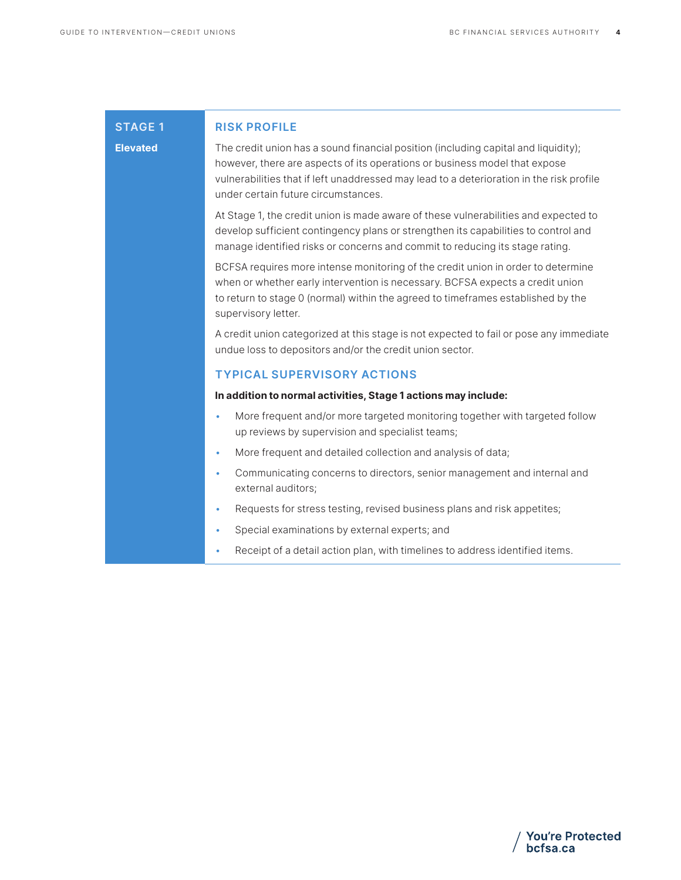## STAGE 1

**Elevated**

### RISK PROFILE

The credit union has a sound financial position (including capital and liquidity); however, there are aspects of its operations or business model that expose vulnerabilities that if left unaddressed may lead to a deterioration in the risk profile under certain future circumstances.

At Stage 1, the credit union is made aware of these vulnerabilities and expected to develop sufficient contingency plans or strengthen its capabilities to control and manage identified risks or concerns and commit to reducing its stage rating.

BCFSA requires more intense monitoring of the credit union in order to determine when or whether early intervention is necessary. BCFSA expects a credit union to return to stage 0 (normal) within the agreed to timeframes established by the supervisory letter.

A credit union categorized at this stage is not expected to fail or pose any immediate undue loss to depositors and/or the credit union sector.

### TYPICAL SUPERVISORY ACTIONS

**In addition to normal activities, Stage 1 actions may include:**

- More frequent and/or more targeted monitoring together with targeted follow up reviews by supervision and specialist teams;
- More frequent and detailed collection and analysis of data;
- Communicating concerns to directors, senior management and internal and external auditors;
- Requests for stress testing, revised business plans and risk appetites;
- Special examinations by external experts; and
- Receipt of a detail action plan, with timelines to address identified items.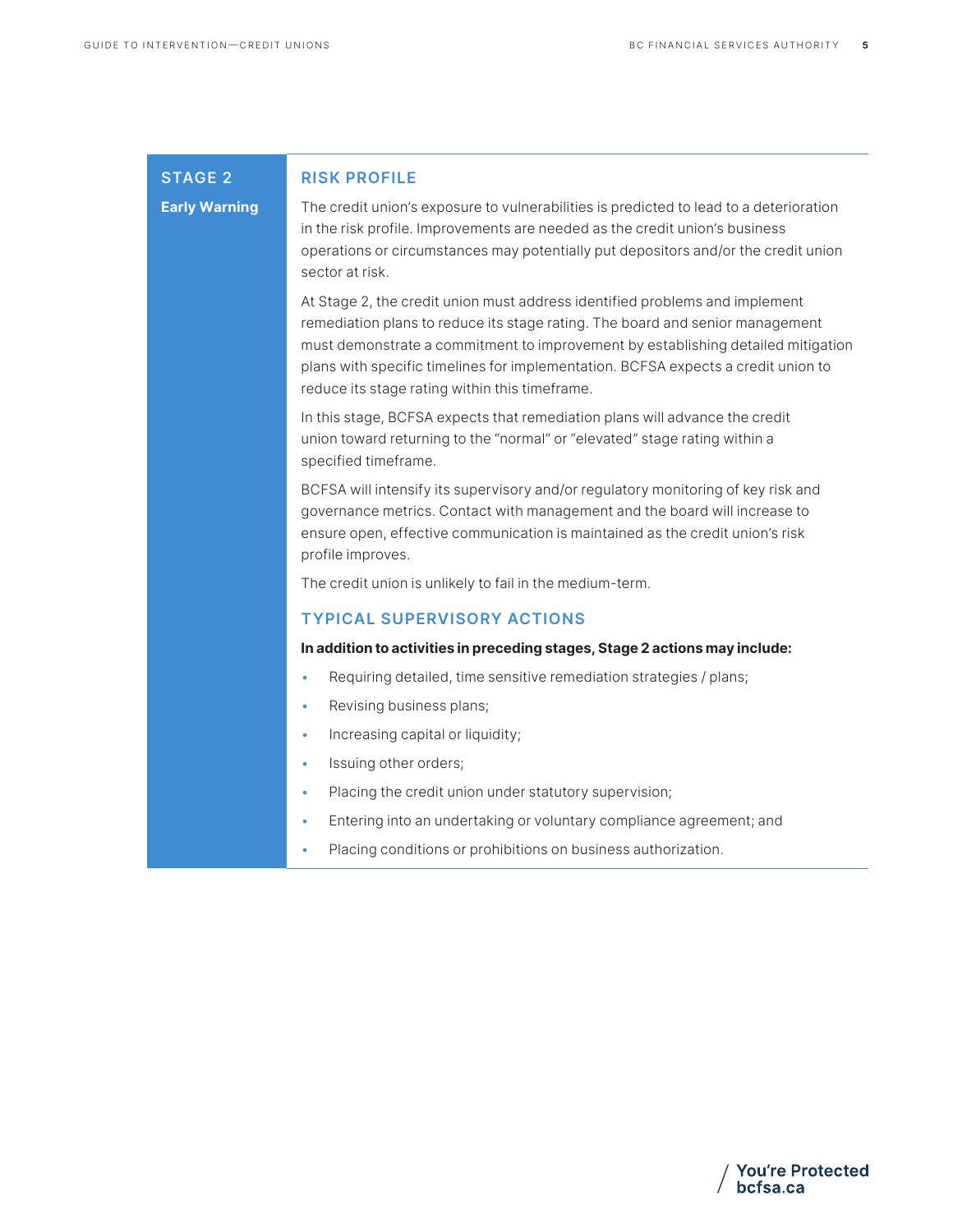## STAGE 2

**Early Warning**

### RISK PROFILE

The credit union's exposure to vulnerabilities is predicted to lead to a deterioration in the risk profile. Improvements are needed as the credit union's business operations or circumstances may potentially put depositors and/or the credit union sector at risk.

At Stage 2, the credit union must address identified problems and implement remediation plans to reduce its stage rating. The board and senior management must demonstrate a commitment to improvement by establishing detailed mitigation plans with specific timelines for implementation. BCFSA expects a credit union to reduce its stage rating within this timeframe.

In this stage, BCFSA expects that remediation plans will advance the credit union toward returning to the "normal" or "elevated" stage rating within a specified timeframe.

BCFSA will intensify its supervisory and/or regulatory monitoring of key risk and governance metrics. Contact with management and the board will increase to ensure open, effective communication is maintained as the credit union's risk profile improves.

The credit union is unlikely to fail in the medium-term.

### TYPICAL SUPERVISORY ACTIONS

**In addition to activities in preceding stages, Stage 2 actions may include:**

- Requiring detailed, time sensitive remediation strategies / plans;
- Revising business plans;
- Increasing capital or liquidity;
- Issuing other orders;
- Placing the credit union under statutory supervision;
- Entering into an undertaking or voluntary compliance agreement; and
- Placing conditions or prohibitions on business authorization.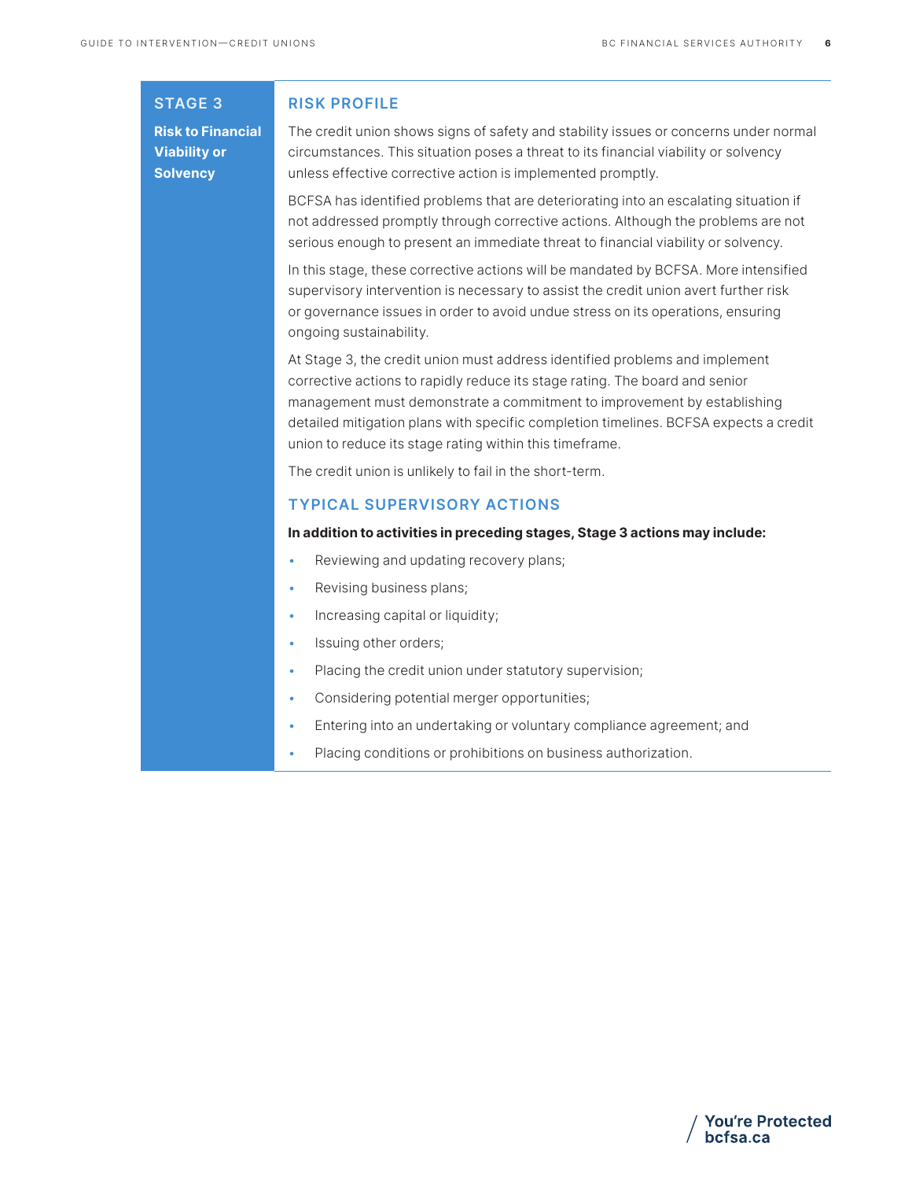## STAGE 3

**Risk to Financial Viability or Solvency**

### RISK PROFILE

The credit union shows signs of safety and stability issues or concerns under normal circumstances. This situation poses a threat to its financial viability or solvency unless effective corrective action is implemented promptly.

BCFSA has identified problems that are deteriorating into an escalating situation if not addressed promptly through corrective actions. Although the problems are not serious enough to present an immediate threat to financial viability or solvency.

In this stage, these corrective actions will be mandated by BCFSA. More intensified supervisory intervention is necessary to assist the credit union avert further risk or governance issues in order to avoid undue stress on its operations, ensuring ongoing sustainability.

At Stage 3, the credit union must address identified problems and implement corrective actions to rapidly reduce its stage rating. The board and senior management must demonstrate a commitment to improvement by establishing detailed mitigation plans with specific completion timelines. BCFSA expects a credit union to reduce its stage rating within this timeframe.

The credit union is unlikely to fail in the short-term.

### TYPICAL SUPERVISORY ACTIONS

**In addition to activities in preceding stages, Stage 3 actions may include:**

- Reviewing and updating recovery plans;
- Revising business plans;
- Increasing capital or liquidity;
- Issuing other orders;
- Placing the credit union under statutory supervision;
- Considering potential merger opportunities;
- Entering into an undertaking or voluntary compliance agreement; and
- Placing conditions or prohibitions on business authorization.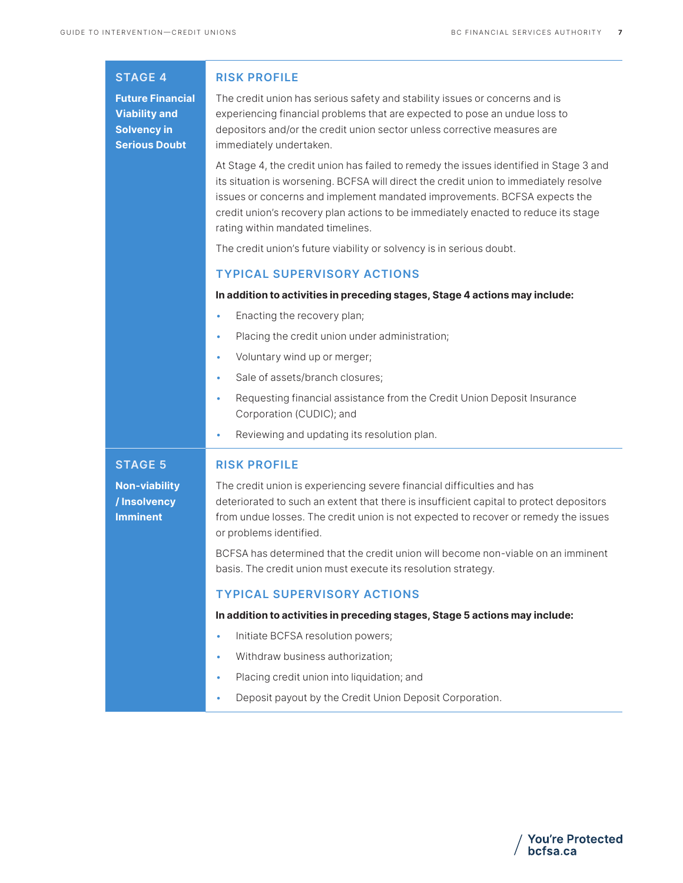## STAGE 4

**Future Financial Viability and Solvency in Serious Doubt**

### RISK PROFILE

The credit union has serious safety and stability issues or concerns and is experiencing financial problems that are expected to pose an undue loss to depositors and/or the credit union sector unless corrective measures are immediately undertaken.

At Stage 4, the credit union has failed to remedy the issues identified in Stage 3 and its situation is worsening. BCFSA will direct the credit union to immediately resolve issues or concerns and implement mandated improvements. BCFSA expects the credit union's recovery plan actions to be immediately enacted to reduce its stage rating within mandated timelines.

The credit union's future viability or solvency is in serious doubt.

### TYPICAL SUPERVISORY ACTIONS

**In addition to activities in preceding stages, Stage 4 actions may include:**

- Enacting the recovery plan;
- Placing the credit union under administration;
- Voluntary wind up or merger;
- Sale of assets/branch closures;
- Requesting financial assistance from the Credit Union Deposit Insurance Corporation (CUDIC); and
- Reviewing and updating its resolution plan.

## STAGE 5

**Non-viability / Insolvency Imminent**

### RISK PROFILE

The credit union is experiencing severe financial difficulties and has deteriorated to such an extent that there is insufficient capital to protect depositors from undue losses. The credit union is not expected to recover or remedy the issues or problems identified.

BCFSA has determined that the credit union will become non-viable on an imminent basis. The credit union must execute its resolution strategy.

### TYPICAL SUPERVISORY ACTIONS

**In addition to activities in preceding stages, Stage 5 actions may include:**

- Initiate BCFSA resolution powers;
- Withdraw business authorization;
- Placing credit union into liquidation; and
- Deposit payout by the Credit Union Deposit Corporation.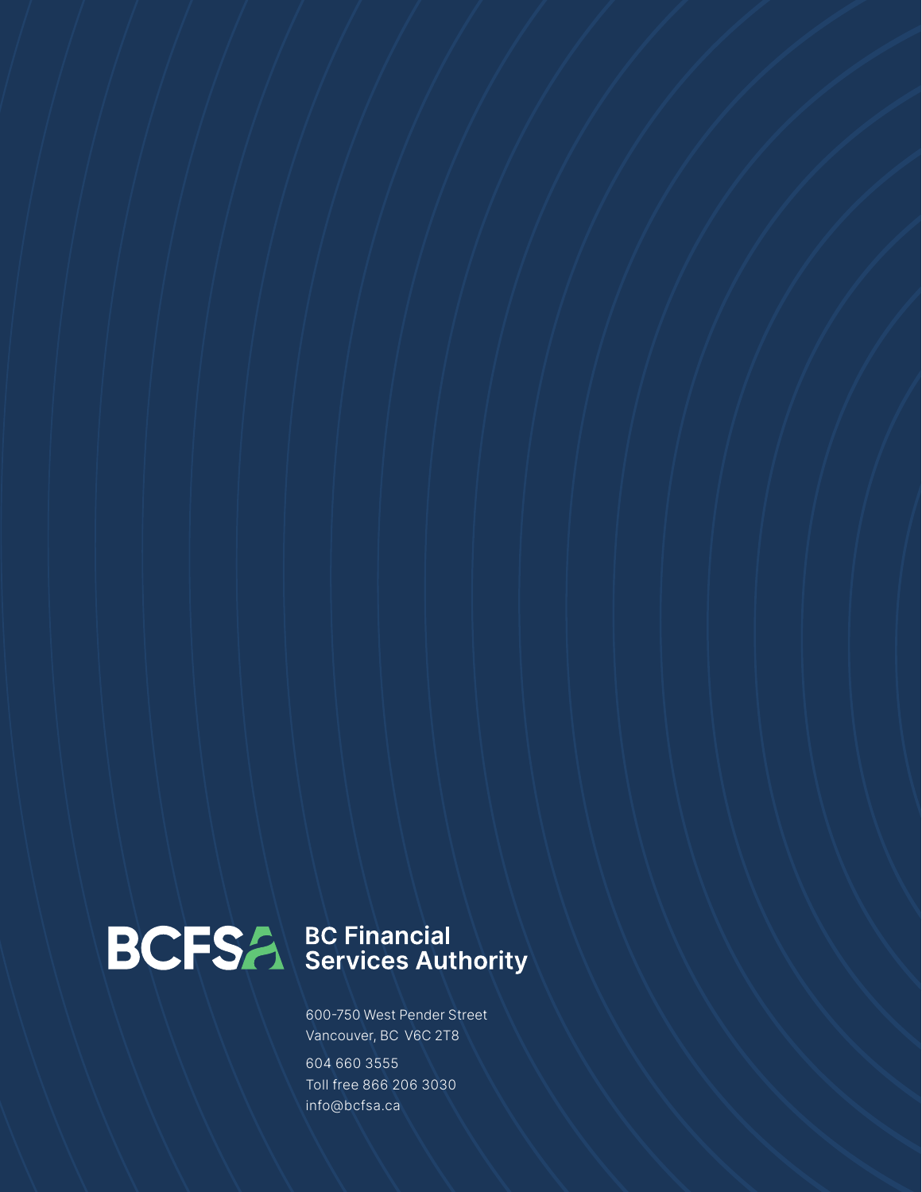BCFSA

**BC Financial Services Authority**

600-750 West Pender Street
Vancouver, BC V6C 2T8

604 660 3555
Toll free 866 206 3030
info@bcfsa.ca